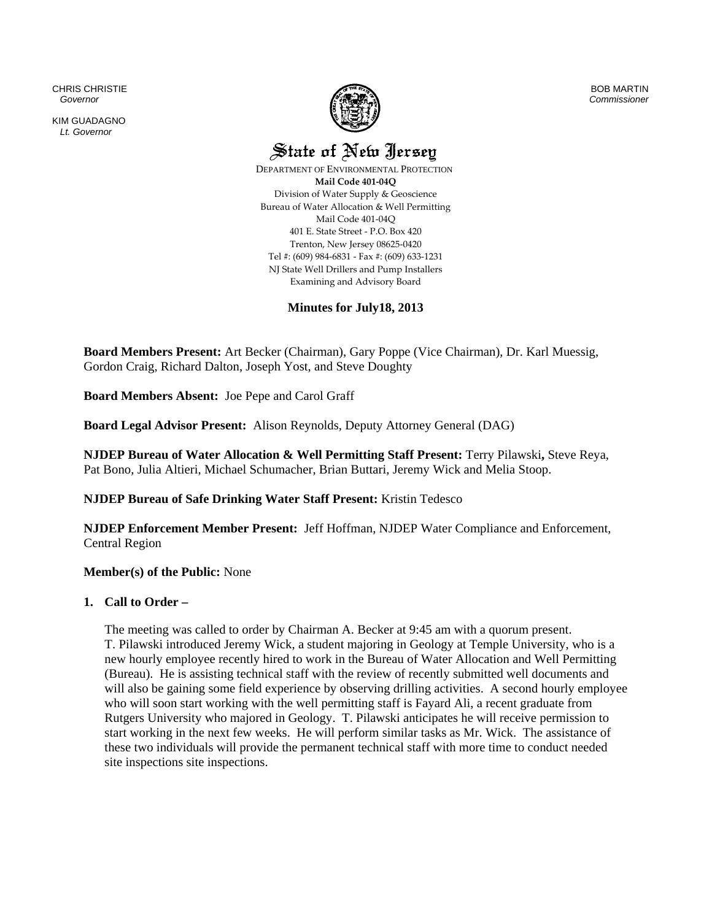CHRIS CHRISTIE
*Governor*

KIM GUADAGNO
*Lt. Governor*

BOB MARTIN
*Commissioner*

# State of New Jersey

DEPARTMENT OF ENVIRONMENTAL PROTECTION
**Mail Code 401-04Q**
Division of Water Supply & Geoscience
Bureau of Water Allocation & Well Permitting
Mail Code 401-04Q
401 E. State Street - P.O. Box 420
Trenton, New Jersey 08625-0420
Tel #: (609) 984-6831 - Fax #: (609) 633-1231
NJ State Well Drillers and Pump Installers
Examining and Advisory Board

## Minutes for July18, 2013

**Board Members Present:** Art Becker (Chairman), Gary Poppe (Vice Chairman), Dr. Karl Muessig, Gordon Craig, Richard Dalton, Joseph Yost, and Steve Doughty

**Board Members Absent:** Joe Pepe and Carol Graff

**Board Legal Advisor Present:** Alison Reynolds, Deputy Attorney General (DAG)

**NJDEP Bureau of Water Allocation & Well Permitting Staff Present:** Terry Pilawski**,** Steve Reya, Pat Bono, Julia Altieri, Michael Schumacher, Brian Buttari, Jeremy Wick and Melia Stoop.

**NJDEP Bureau of Safe Drinking Water Staff Present:** Kristin Tedesco

**NJDEP Enforcement Member Present:** Jeff Hoffman, NJDEP Water Compliance and Enforcement, Central Region

**Member(s) of the Public:** None

1. **Call to Order –**

   The meeting was called to order by Chairman A. Becker at 9:45 am with a quorum present. T. Pilawski introduced Jeremy Wick, a student majoring in Geology at Temple University, who is a new hourly employee recently hired to work in the Bureau of Water Allocation and Well Permitting (Bureau). He is assisting technical staff with the review of recently submitted well documents and will also be gaining some field experience by observing drilling activities. A second hourly employee who will soon start working with the well permitting staff is Fayard Ali, a recent graduate from Rutgers University who majored in Geology. T. Pilawski anticipates he will receive permission to start working in the next few weeks. He will perform similar tasks as Mr. Wick. The assistance of these two individuals will provide the permanent technical staff with more time to conduct needed site inspections site inspections.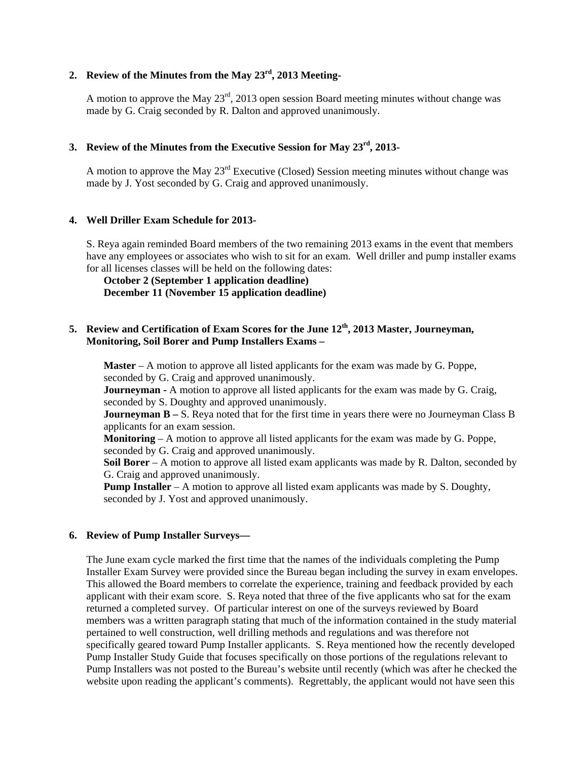## 2. Review of the Minutes from the May 23rd, 2013 Meeting-

A motion to approve the May 23rd, 2013 open session Board meeting minutes without change was made by G. Craig seconded by R. Dalton and approved unanimously.

## 3. Review of the Minutes from the Executive Session for May 23rd, 2013-

A motion to approve the May 23rd Executive (Closed) Session meeting minutes without change was made by J. Yost seconded by G. Craig and approved unanimously.

## 4. Well Driller Exam Schedule for 2013-

S. Reya again reminded Board members of the two remaining 2013 exams in the event that members have any employees or associates who wish to sit for an exam. Well driller and pump installer exams for all licenses classes will be held on the following dates:

**October 2 (September 1 application deadline)**
**December 11 (November 15 application deadline)**

## 5. Review and Certification of Exam Scores for the June 12th, 2013 Master, Journeyman, Monitoring, Soil Borer and Pump Installers Exams –

**Master** – A motion to approve all listed applicants for the exam was made by G. Poppe, seconded by G. Craig and approved unanimously.

**Journeyman -** A motion to approve all listed applicants for the exam was made by G. Craig, seconded by S. Doughty and approved unanimously.

**Journeyman B –** S. Reya noted that for the first time in years there were no Journeyman Class B applicants for an exam session.

**Monitoring** – A motion to approve all listed applicants for the exam was made by G. Poppe, seconded by G. Craig and approved unanimously.

**Soil Borer** – A motion to approve all listed exam applicants was made by R. Dalton, seconded by G. Craig and approved unanimously.

**Pump Installer** – A motion to approve all listed exam applicants was made by S. Doughty, seconded by J. Yost and approved unanimously.

## 6. Review of Pump Installer Surveys—

The June exam cycle marked the first time that the names of the individuals completing the Pump Installer Exam Survey were provided since the Bureau began including the survey in exam envelopes. This allowed the Board members to correlate the experience, training and feedback provided by each applicant with their exam score. S. Reya noted that three of the five applicants who sat for the exam returned a completed survey. Of particular interest on one of the surveys reviewed by Board members was a written paragraph stating that much of the information contained in the study material pertained to well construction, well drilling methods and regulations and was therefore not specifically geared toward Pump Installer applicants. S. Reya mentioned how the recently developed Pump Installer Study Guide that focuses specifically on those portions of the regulations relevant to Pump Installers was not posted to the Bureau's website until recently (which was after he checked the website upon reading the applicant's comments). Regrettably, the applicant would not have seen this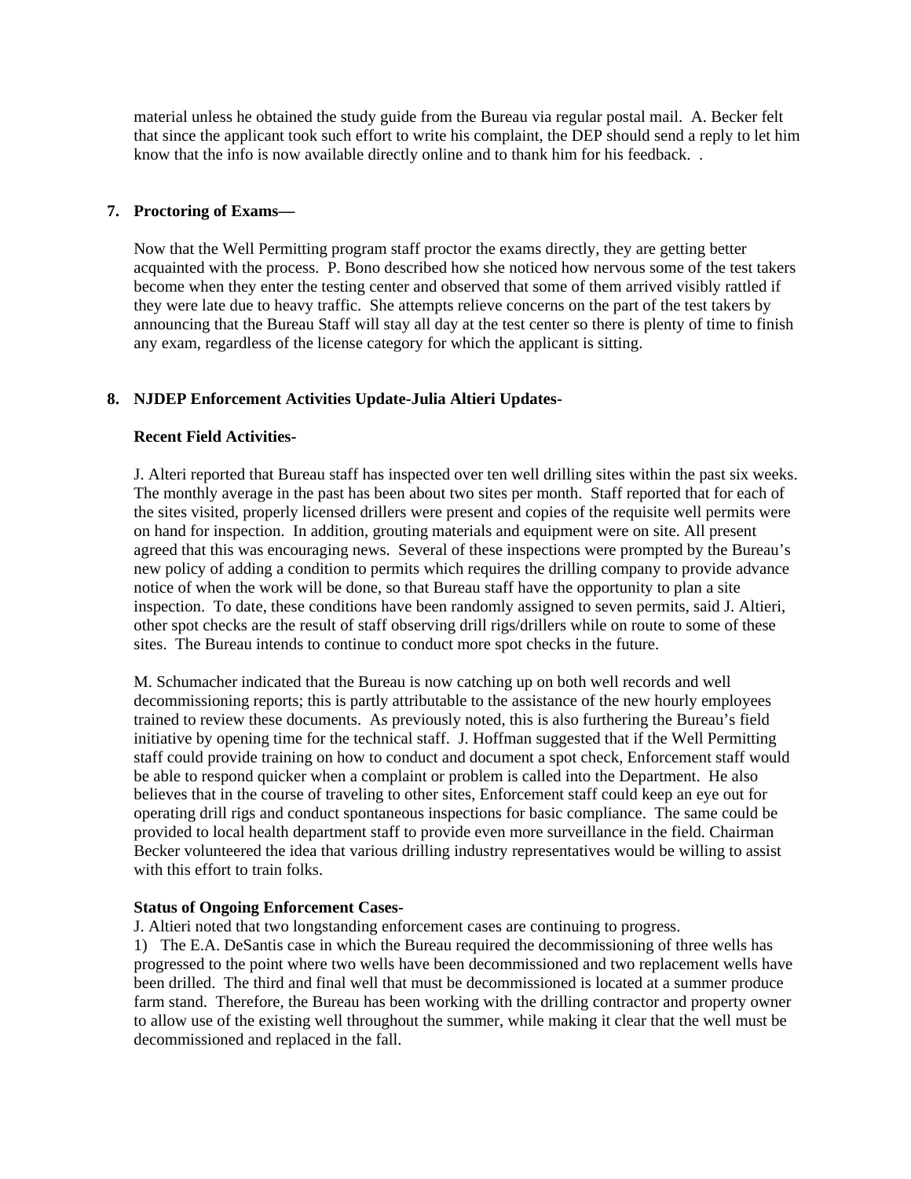material unless he obtained the study guide from the Bureau via regular postal mail. A. Becker felt that since the applicant took such effort to write his complaint, the DEP should send a reply to let him know that the info is now available directly online and to thank him for his feedback. .

**7. Proctoring of Exams—**

Now that the Well Permitting program staff proctor the exams directly, they are getting better acquainted with the process. P. Bono described how she noticed how nervous some of the test takers become when they enter the testing center and observed that some of them arrived visibly rattled if they were late due to heavy traffic. She attempts relieve concerns on the part of the test takers by announcing that the Bureau Staff will stay all day at the test center so there is plenty of time to finish any exam, regardless of the license category for which the applicant is sitting.

**8. NJDEP Enforcement Activities Update-Julia Altieri Updates-**

**Recent Field Activities-**

J. Alteri reported that Bureau staff has inspected over ten well drilling sites within the past six weeks. The monthly average in the past has been about two sites per month. Staff reported that for each of the sites visited, properly licensed drillers were present and copies of the requisite well permits were on hand for inspection. In addition, grouting materials and equipment were on site. All present agreed that this was encouraging news. Several of these inspections were prompted by the Bureau's new policy of adding a condition to permits which requires the drilling company to provide advance notice of when the work will be done, so that Bureau staff have the opportunity to plan a site inspection. To date, these conditions have been randomly assigned to seven permits, said J. Altieri, other spot checks are the result of staff observing drill rigs/drillers while on route to some of these sites. The Bureau intends to continue to conduct more spot checks in the future.

M. Schumacher indicated that the Bureau is now catching up on both well records and well decommissioning reports; this is partly attributable to the assistance of the new hourly employees trained to review these documents. As previously noted, this is also furthering the Bureau's field initiative by opening time for the technical staff. J. Hoffman suggested that if the Well Permitting staff could provide training on how to conduct and document a spot check, Enforcement staff would be able to respond quicker when a complaint or problem is called into the Department. He also believes that in the course of traveling to other sites, Enforcement staff could keep an eye out for operating drill rigs and conduct spontaneous inspections for basic compliance. The same could be provided to local health department staff to provide even more surveillance in the field. Chairman Becker volunteered the idea that various drilling industry representatives would be willing to assist with this effort to train folks.

**Status of Ongoing Enforcement Cases-**

J. Altieri noted that two longstanding enforcement cases are continuing to progress.

1) The E.A. DeSantis case in which the Bureau required the decommissioning of three wells has progressed to the point where two wells have been decommissioned and two replacement wells have been drilled. The third and final well that must be decommissioned is located at a summer produce farm stand. Therefore, the Bureau has been working with the drilling contractor and property owner to allow use of the existing well throughout the summer, while making it clear that the well must be decommissioned and replaced in the fall.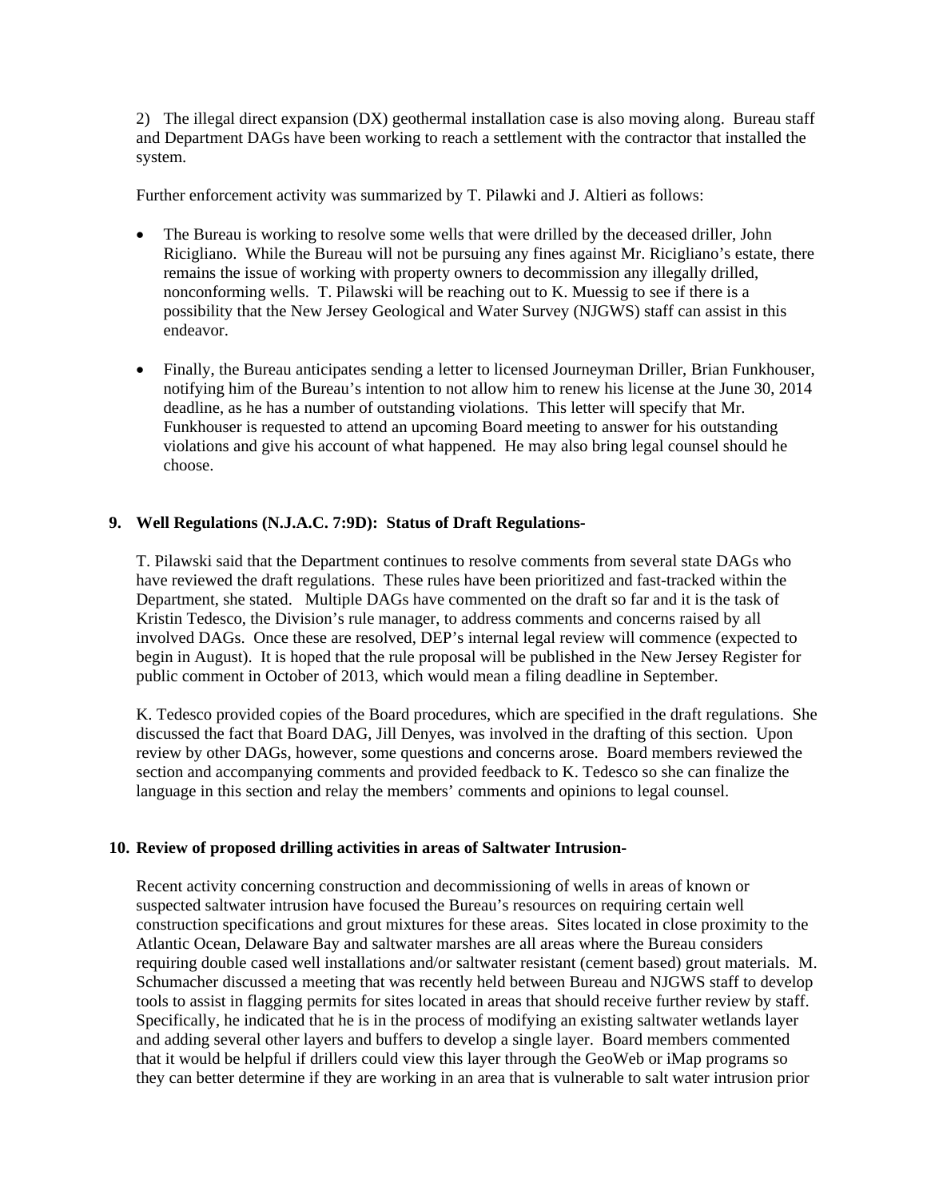2) The illegal direct expansion (DX) geothermal installation case is also moving along. Bureau staff and Department DAGs have been working to reach a settlement with the contractor that installed the system.

Further enforcement activity was summarized by T. Pilawki and J. Altieri as follows:

- The Bureau is working to resolve some wells that were drilled by the deceased driller, John Ricigliano. While the Bureau will not be pursuing any fines against Mr. Ricigliano's estate, there remains the issue of working with property owners to decommission any illegally drilled, nonconforming wells. T. Pilawski will be reaching out to K. Muessig to see if there is a possibility that the New Jersey Geological and Water Survey (NJGWS) staff can assist in this endeavor.

- Finally, the Bureau anticipates sending a letter to licensed Journeyman Driller, Brian Funkhouser, notifying him of the Bureau's intention to not allow him to renew his license at the June 30, 2014 deadline, as he has a number of outstanding violations. This letter will specify that Mr. Funkhouser is requested to attend an upcoming Board meeting to answer for his outstanding violations and give his account of what happened. He may also bring legal counsel should he choose.

**9. Well Regulations (N.J.A.C. 7:9D): Status of Draft Regulations-**

T. Pilawski said that the Department continues to resolve comments from several state DAGs who have reviewed the draft regulations. These rules have been prioritized and fast-tracked within the Department, she stated. Multiple DAGs have commented on the draft so far and it is the task of Kristin Tedesco, the Division's rule manager, to address comments and concerns raised by all involved DAGs. Once these are resolved, DEP's internal legal review will commence (expected to begin in August). It is hoped that the rule proposal will be published in the New Jersey Register for public comment in October of 2013, which would mean a filing deadline in September.

K. Tedesco provided copies of the Board procedures, which are specified in the draft regulations. She discussed the fact that Board DAG, Jill Denyes, was involved in the drafting of this section. Upon review by other DAGs, however, some questions and concerns arose. Board members reviewed the section and accompanying comments and provided feedback to K. Tedesco so she can finalize the language in this section and relay the members' comments and opinions to legal counsel.

**10. Review of proposed drilling activities in areas of Saltwater Intrusion-**

Recent activity concerning construction and decommissioning of wells in areas of known or suspected saltwater intrusion have focused the Bureau's resources on requiring certain well construction specifications and grout mixtures for these areas. Sites located in close proximity to the Atlantic Ocean, Delaware Bay and saltwater marshes are all areas where the Bureau considers requiring double cased well installations and/or saltwater resistant (cement based) grout materials. M. Schumacher discussed a meeting that was recently held between Bureau and NJGWS staff to develop tools to assist in flagging permits for sites located in areas that should receive further review by staff. Specifically, he indicated that he is in the process of modifying an existing saltwater wetlands layer and adding several other layers and buffers to develop a single layer. Board members commented that it would be helpful if drillers could view this layer through the GeoWeb or iMap programs so they can better determine if they are working in an area that is vulnerable to salt water intrusion prior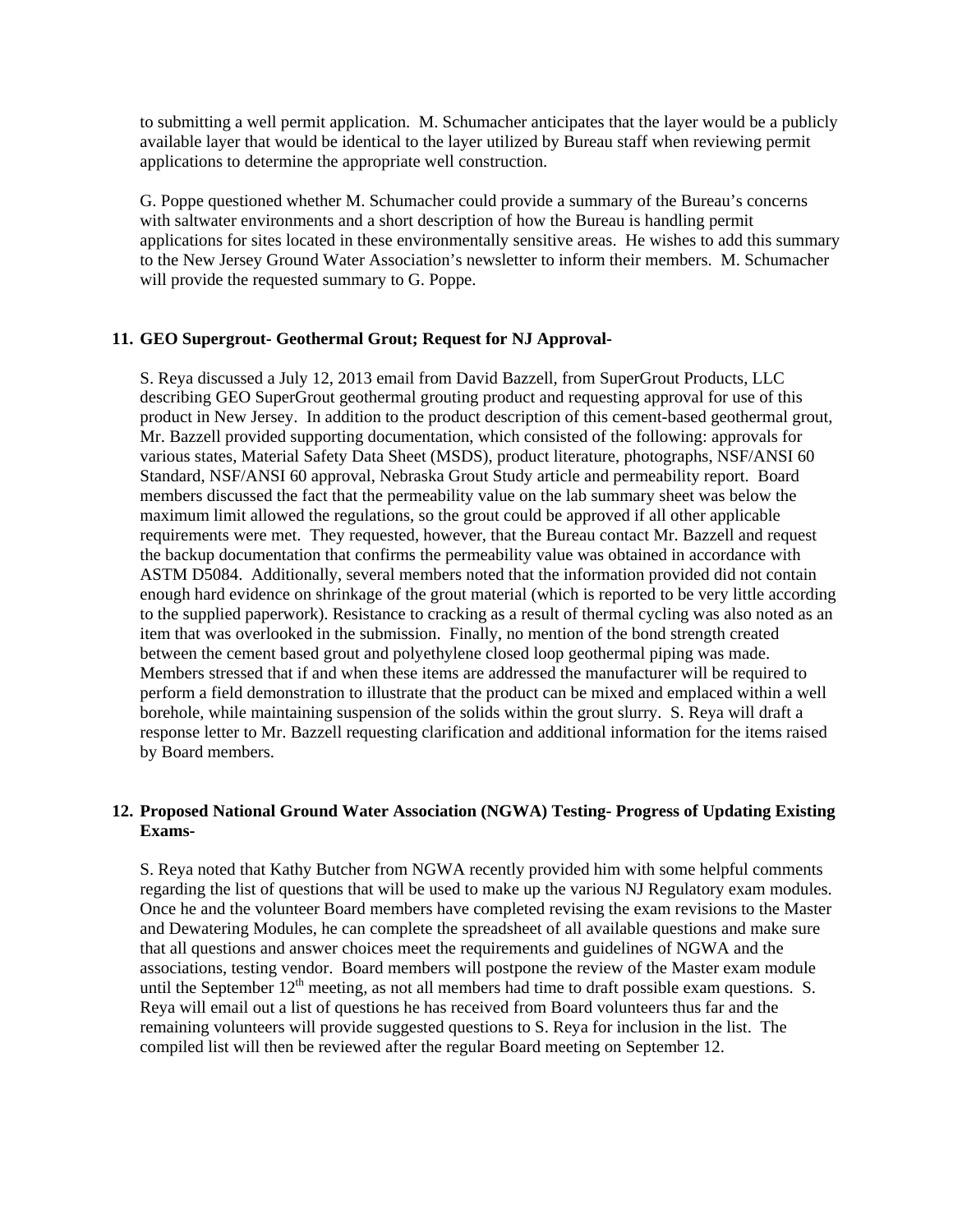to submitting a well permit application. M. Schumacher anticipates that the layer would be a publicly available layer that would be identical to the layer utilized by Bureau staff when reviewing permit applications to determine the appropriate well construction.

G. Poppe questioned whether M. Schumacher could provide a summary of the Bureau's concerns with saltwater environments and a short description of how the Bureau is handling permit applications for sites located in these environmentally sensitive areas. He wishes to add this summary to the New Jersey Ground Water Association's newsletter to inform their members. M. Schumacher will provide the requested summary to G. Poppe.

**11. GEO Supergrout- Geothermal Grout; Request for NJ Approval-**

S. Reya discussed a July 12, 2013 email from David Bazzell, from SuperGrout Products, LLC describing GEO SuperGrout geothermal grouting product and requesting approval for use of this product in New Jersey. In addition to the product description of this cement-based geothermal grout, Mr. Bazzell provided supporting documentation, which consisted of the following: approvals for various states, Material Safety Data Sheet (MSDS), product literature, photographs, NSF/ANSI 60 Standard, NSF/ANSI 60 approval, Nebraska Grout Study article and permeability report. Board members discussed the fact that the permeability value on the lab summary sheet was below the maximum limit allowed the regulations, so the grout could be approved if all other applicable requirements were met. They requested, however, that the Bureau contact Mr. Bazzell and request the backup documentation that confirms the permeability value was obtained in accordance with ASTM D5084. Additionally, several members noted that the information provided did not contain enough hard evidence on shrinkage of the grout material (which is reported to be very little according to the supplied paperwork). Resistance to cracking as a result of thermal cycling was also noted as an item that was overlooked in the submission. Finally, no mention of the bond strength created between the cement based grout and polyethylene closed loop geothermal piping was made. Members stressed that if and when these items are addressed the manufacturer will be required to perform a field demonstration to illustrate that the product can be mixed and emplaced within a well borehole, while maintaining suspension of the solids within the grout slurry. S. Reya will draft a response letter to Mr. Bazzell requesting clarification and additional information for the items raised by Board members.

**12. Proposed National Ground Water Association (NGWA) Testing- Progress of Updating Existing Exams-**

S. Reya noted that Kathy Butcher from NGWA recently provided him with some helpful comments regarding the list of questions that will be used to make up the various NJ Regulatory exam modules. Once he and the volunteer Board members have completed revising the exam revisions to the Master and Dewatering Modules, he can complete the spreadsheet of all available questions and make sure that all questions and answer choices meet the requirements and guidelines of NGWA and the associations, testing vendor. Board members will postpone the review of the Master exam module until the September 12th meeting, as not all members had time to draft possible exam questions. S. Reya will email out a list of questions he has received from Board volunteers thus far and the remaining volunteers will provide suggested questions to S. Reya for inclusion in the list. The compiled list will then be reviewed after the regular Board meeting on September 12.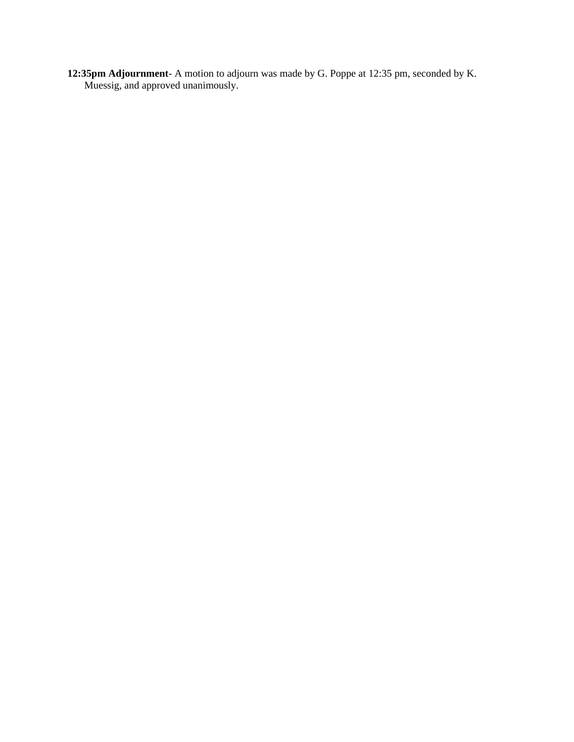**12:35pm Adjournment**- A motion to adjourn was made by G. Poppe at 12:35 pm, seconded by K. Muessig, and approved unanimously.